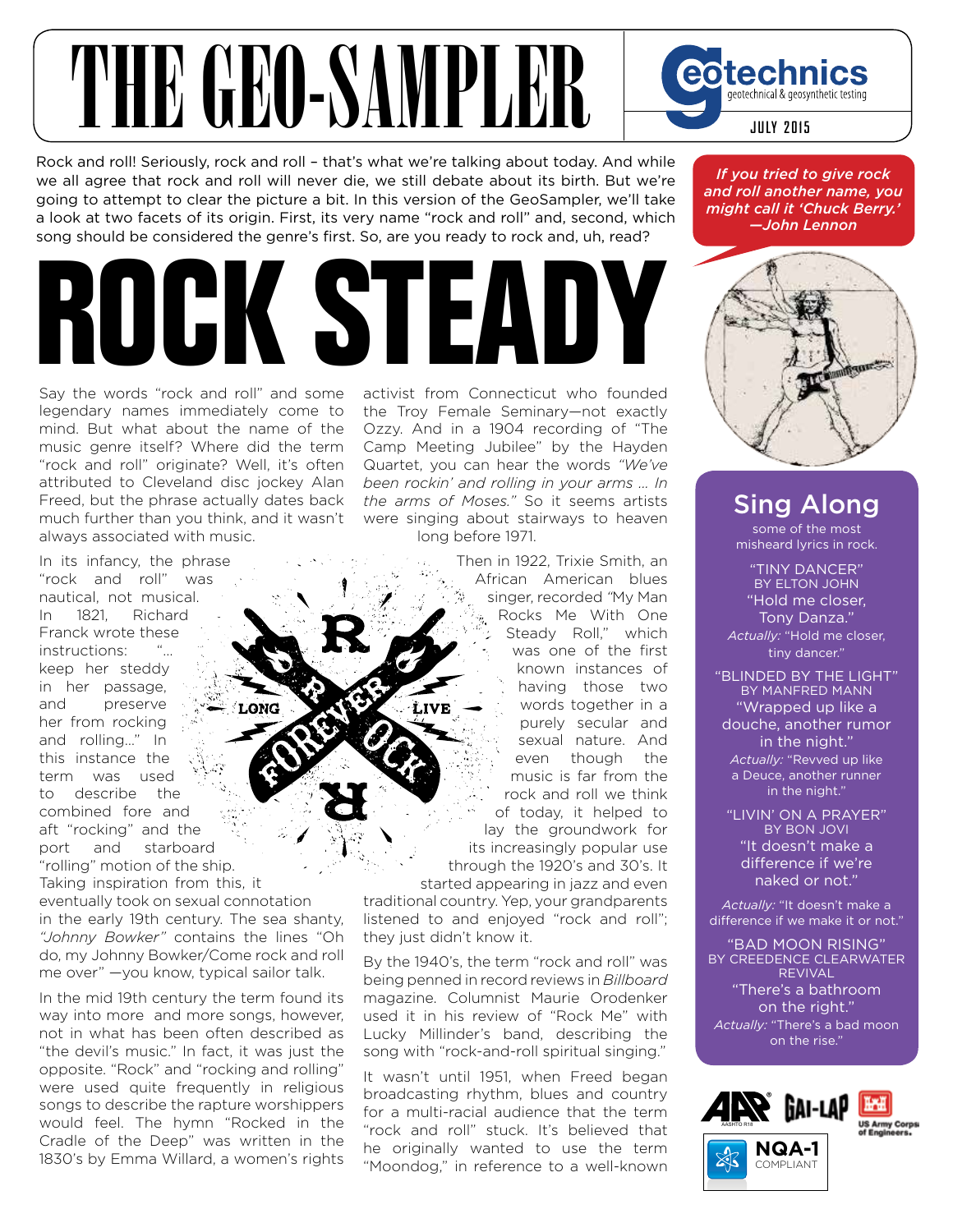# THE GEO-SAMPLER

geotechnics — geotechnical & geosynthetic testing

JULY 2015

Rock and roll! Seriously, rock and roll – that's what we're talking about today. And while we all agree that rock and roll will never die, we still debate about its birth. But we're going to attempt to clear the picture a bit. In this version of the GeoSampler, we'll take a look at two facets of its origin. First, its very name "rock and roll" and, second, which song should be considered the genre's first. So, are you ready to rock and, uh, read?

*If you tried to give rock and roll another name, you might call it 'Chuck Berry.' —John Lennon*

# ROCK STEADY

Say the words "rock and roll" and some legendary names immediately come to mind. But what about the name of the music genre itself? Where did the term "rock and roll" originate? Well, it's often attributed to Cleveland disc jockey Alan Freed, but the phrase actually dates back much further than you think, and it wasn't always associated with music.

In its infancy, the phrase "rock and roll" was nautical, not musical. In 1821, Richard Franck wrote these instructions: "... keep her steddy in her passage, and preserve her from rocking and rolling..." In this instance the term was used to describe the combined fore and aft "rocking" and the port and starboard "rolling" motion of the ship. Taking inspiration from this, it eventually took on sexual connotation in the early 19th century. The sea shanty, *"Johnny Bowker"* contains the lines "Oh do, my Johnny Bowker/Come rock and roll me over" —you know, typical sailor talk.

In the mid 19th century the term found its way into more and more songs, however, not in what has been often described as "the devil's music." In fact, it was just the opposite. "Rock" and "rocking and rolling" were used quite frequently in religious songs to describe the rapture worshippers would feel. The hymn "Rocked in the Cradle of the Deep" was written in the 1830's by Emma Willard, a women's rights activist from Connecticut who founded the Troy Female Seminary—not exactly Ozzy. And in a 1904 recording of "The Camp Meeting Jubilee" by the Hayden Quartet, you can hear the words *"We've been rockin' and rolling in your arms ... In the arms of Moses."* So it seems artists were singing about stairways to heaven long before 1971.

Then in 1922, Trixie Smith, an African American blues singer, recorded "My Man Rocks Me With One Steady Roll," which was one of the first known instances of having those two words together in a purely secular and sexual nature. And even though the music is far from the rock and roll we think of today, it helped to lay the groundwork for its increasingly popular use through the 1920's and 30's. It started appearing in jazz and even traditional country. Yep, your grandparents listened to and enjoyed "rock and roll"; they just didn't know it.

By the 1940's, the term "rock and roll" was being penned in record reviews in *Billboard* magazine. Columnist Maurie Orodenker used it in his review of "Rock Me" with Lucky Millinder's band, describing the song with "rock-and-roll spiritual singing."

It wasn't until 1951, when Freed began broadcasting rhythm, blues and country for a multi-racial audience that the term "rock and roll" stuck. It's believed that he originally wanted to use the term "Moondog," in reference to a well-known

## Sing Along

some of the most misheard lyrics in rock.

**"TINY DANCER"** BY ELTON JOHN
"Hold me closer, Tony Danza."
*Actually:* "Hold me closer, tiny dancer."

**"BLINDED BY THE LIGHT"** BY MANFRED MANN
"Wrapped up like a douche, another rumor in the night."
*Actually:* "Revved up like a Deuce, another runner in the night."

**"LIVIN' ON A PRAYER"** BY BON JOVI
"It doesn't make a difference if we're naked or not."
*Actually:* "It doesn't make a difference if we make it or not."

**"BAD MOON RISING"** BY CREEDENCE CLEARWATER REVIVAL
"There's a bathroom on the right."
*Actually:* "There's a bad moon on the rise."

AASHTO R18 · GAI-LAP · US Army Corps of Engineers · NQA-1 COMPLIANT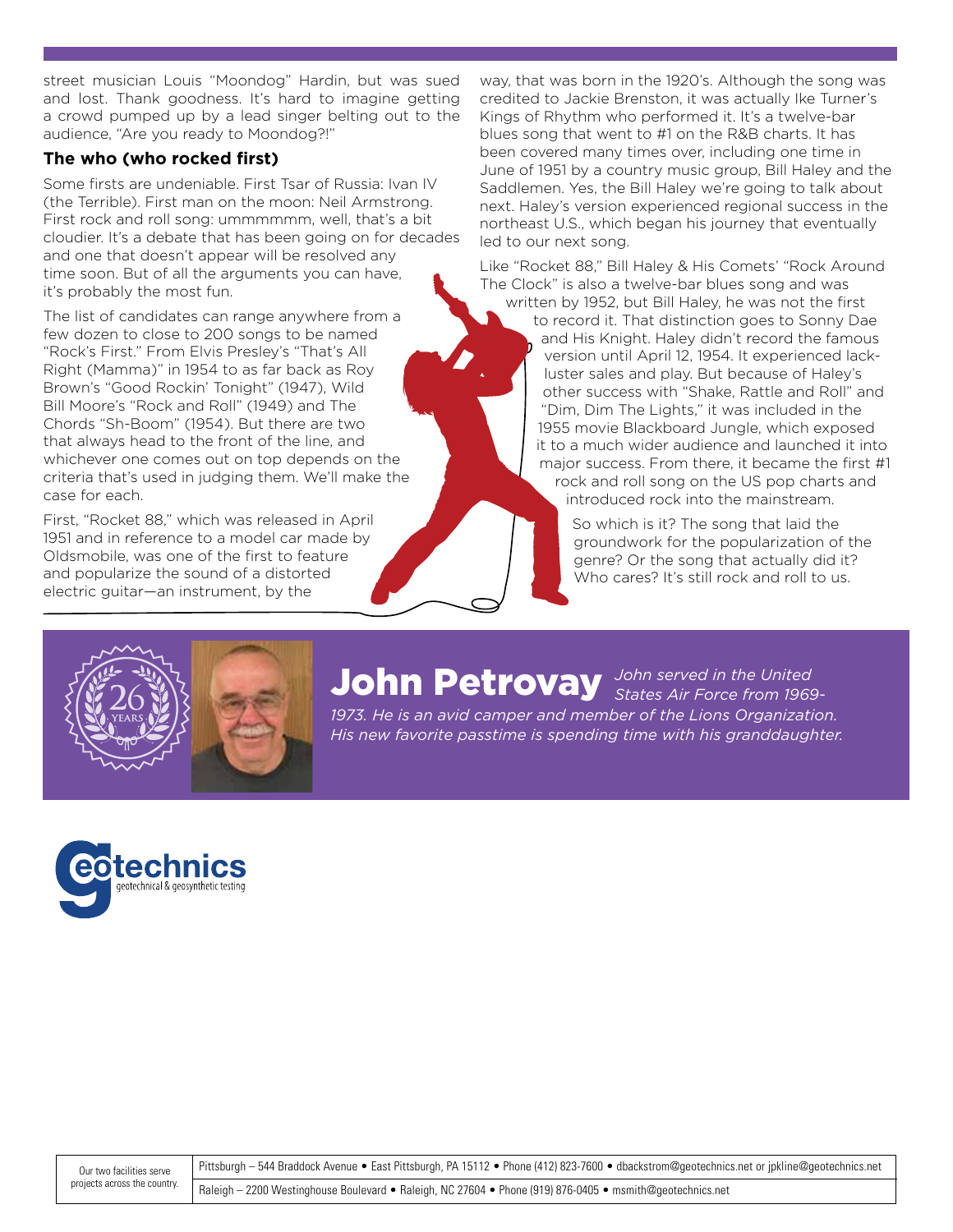street musician Louis "Moondog" Hardin, but was sued and lost. Thank goodness. It's hard to imagine getting a crowd pumped up by a lead singer belting out to the audience, "Are you ready to Moondog?!"

### The who (who rocked first)

Some firsts are undeniable. First Tsar of Russia: Ivan IV (the Terrible). First man on the moon: Neil Armstrong. First rock and roll song: ummmmmm, well, that's a bit cloudier. It's a debate that has been going on for decades and one that doesn't appear will be resolved any time soon. But of all the arguments you can have, it's probably the most fun.

The list of candidates can range anywhere from a few dozen to close to 200 songs to be named "Rock's First." From Elvis Presley's "That's All Right (Mamma)" in 1954 to as far back as Roy Brown's "Good Rockin' Tonight" (1947), Wild Bill Moore's "Rock and Roll" (1949) and The Chords "Sh-Boom" (1954). But there are two that always head to the front of the line, and whichever one comes out on top depends on the criteria that's used in judging them. We'll make the case for each.

First, "Rocket 88," which was released in April 1951 and in reference to a model car made by Oldsmobile, was one of the first to feature and popularize the sound of a distorted electric guitar—an instrument, by the way, that was born in the 1920's. Although the song was credited to Jackie Brenston, it was actually Ike Turner's Kings of Rhythm who performed it. It's a twelve-bar blues song that went to #1 on the R&B charts. It has been covered many times over, including one time in June of 1951 by a country music group, Bill Haley and the Saddlemen. Yes, the Bill Haley we're going to talk about next. Haley's version experienced regional success in the northeast U.S., which began his journey that eventually led to our next song.

Like "Rocket 88," Bill Haley & His Comets' "Rock Around The Clock" is also a twelve-bar blues song and was written by 1952, but Bill Haley, he was not the first to record it. That distinction goes to Sonny Dae and His Knight. Haley didn't record the famous version until April 12, 1954. It experienced lackluster sales and play. But because of Haley's other success with "Shake, Rattle and Roll" and "Dim, Dim The Lights," it was included in the 1955 movie Blackboard Jungle, which exposed it to a much wider audience and launched it into major success. From there, it became the first #1 rock and roll song on the US pop charts and introduced rock into the mainstream.

So which is it? The song that laid the groundwork for the popularization of the genre? Or the song that actually did it? Who cares? It's still rock and roll to us.

26 YEARS

## John Petrovay

*John served in the United States Air Force from 1969-1973. He is an avid camper and member of the Lions Organization. His new favorite passtime is spending time with his granddaughter.*

geotechnics
geotechnical & geosynthetic testing

Our two facilities serve projects across the country.

Pittsburgh – 544 Braddock Avenue • East Pittsburgh, PA 15112 • Phone (412) 823-7600 • dbackstrom@geotechnics.net or jpkline@geotechnics.net

Raleigh – 2200 Westinghouse Boulevard • Raleigh, NC 27604 • Phone (919) 876-0405 • msmith@geotechnics.net